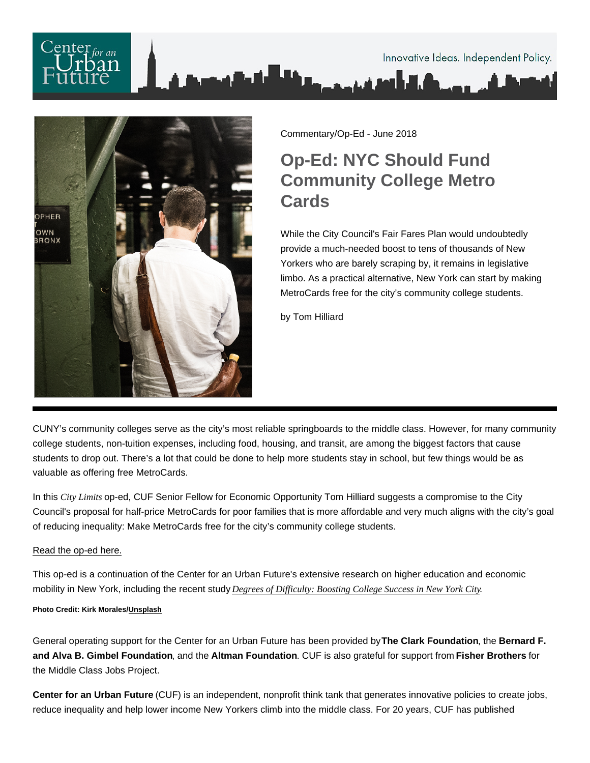Center for an Urban Future

Innovative Ideas. Independent Policy.

Commentary/Op-Ed - June 2018

# Op-Ed: NYC Should Fund Community College Metro Cards

While the City Council's Fair Fares Plan would undoubtedly provide a much-needed boost to tens of thousands of New Yorkers who are barely scraping by, it remains in legislative limbo. As a practical alternative, New York can start by making MetroCards free for the city's community college students.

by Tom Hilliard

---

CUNY's community colleges serve as the city's most reliable springboards to the middle class. However, for many community college students, non-tuition expenses, including food, housing, and transit, are among the biggest factors that cause students to drop out. There's a lot that could be done to help more students stay in school, but few things would be as valuable as offering free MetroCards.

In this *City Limits* op-ed, CUF Senior Fellow for Economic Opportunity Tom Hilliard suggests a compromise to the City Council's proposal for half-price MetroCards for poor families that is more affordable and very much aligns with the city's goal of reducing inequality: Make MetroCards free for the city's community college students.

Read the op-ed here.

This op-ed is a continuation of the Center for an Urban Future's extensive research on higher education and economic mobility in New York, including the recent study *Degrees of Difficulty: Boosting College Success in New York City*.

**Photo Credit: Kirk Morales/Unsplash**

General operating support for the Center for an Urban Future has been provided by **The Clark Foundation**, the **Bernard F. and Alva B. Gimbel Foundation**, and the **Altman Foundation**. CUF is also grateful for support from **Fisher Brothers** for the Middle Class Jobs Project.

**Center for an Urban Future** (CUF) is an independent, nonprofit think tank that generates innovative policies to create jobs, reduce inequality and help lower income New Yorkers climb into the middle class. For 20 years, CUF has published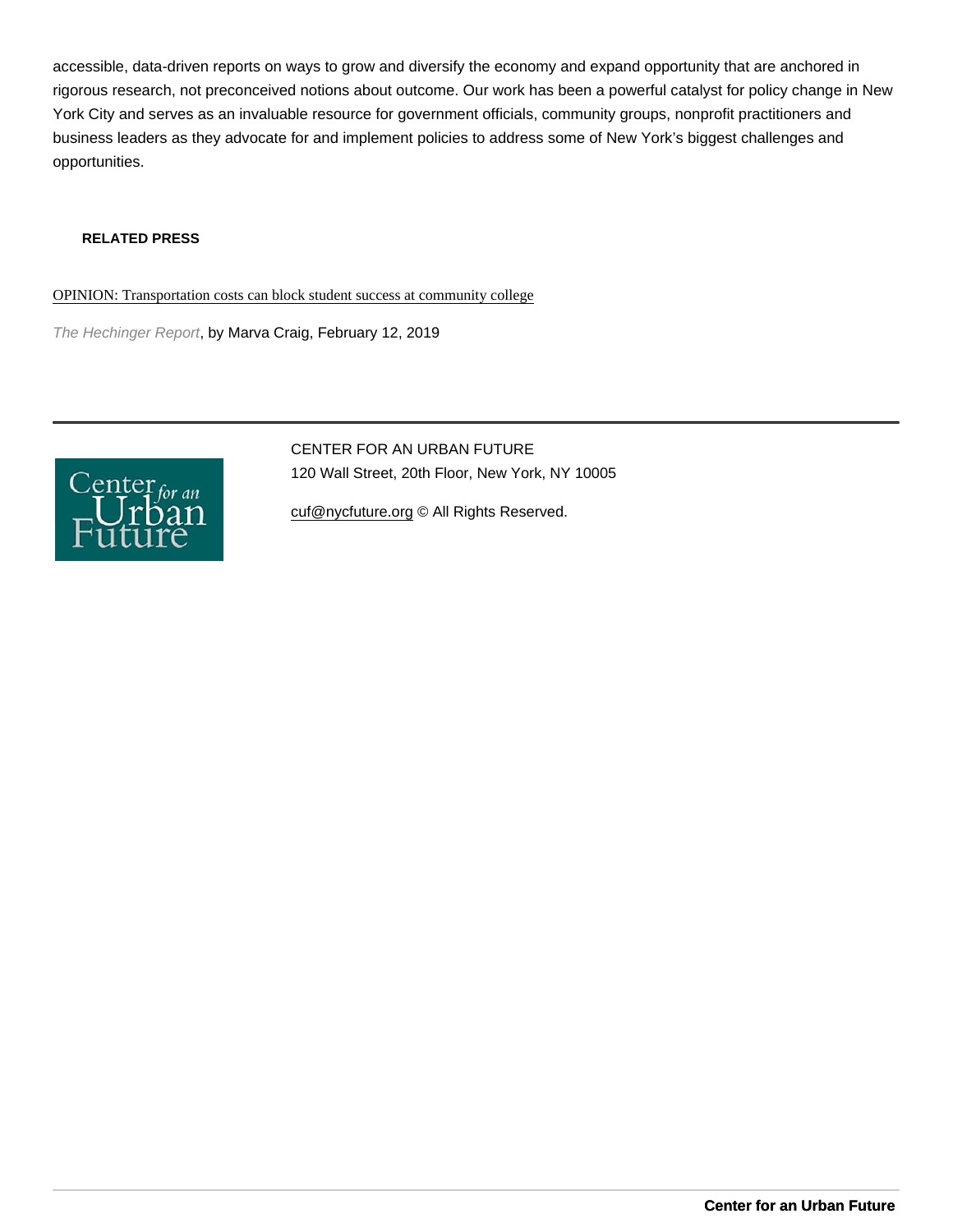accessible, data-driven reports on ways to grow and diversify the economy and expand opportunity that are anchored in rigorous research, not preconceived notions about outcome. Our work has been a powerful catalyst for policy change in New York City and serves as an invaluable resource for government officials, community groups, nonprofit practitioners and business leaders as they advocate for and implement policies to address some of New York's biggest challenges and opportunities.

**RELATED PRESS**

OPINION: Transportation costs can block student success at community college

*The Hechinger Report*, by Marva Craig, February 12, 2019

---

CENTER FOR AN URBAN FUTURE
120 Wall Street, 20th Floor, New York, NY 10005

cuf@nycfuture.org © All Rights Reserved.